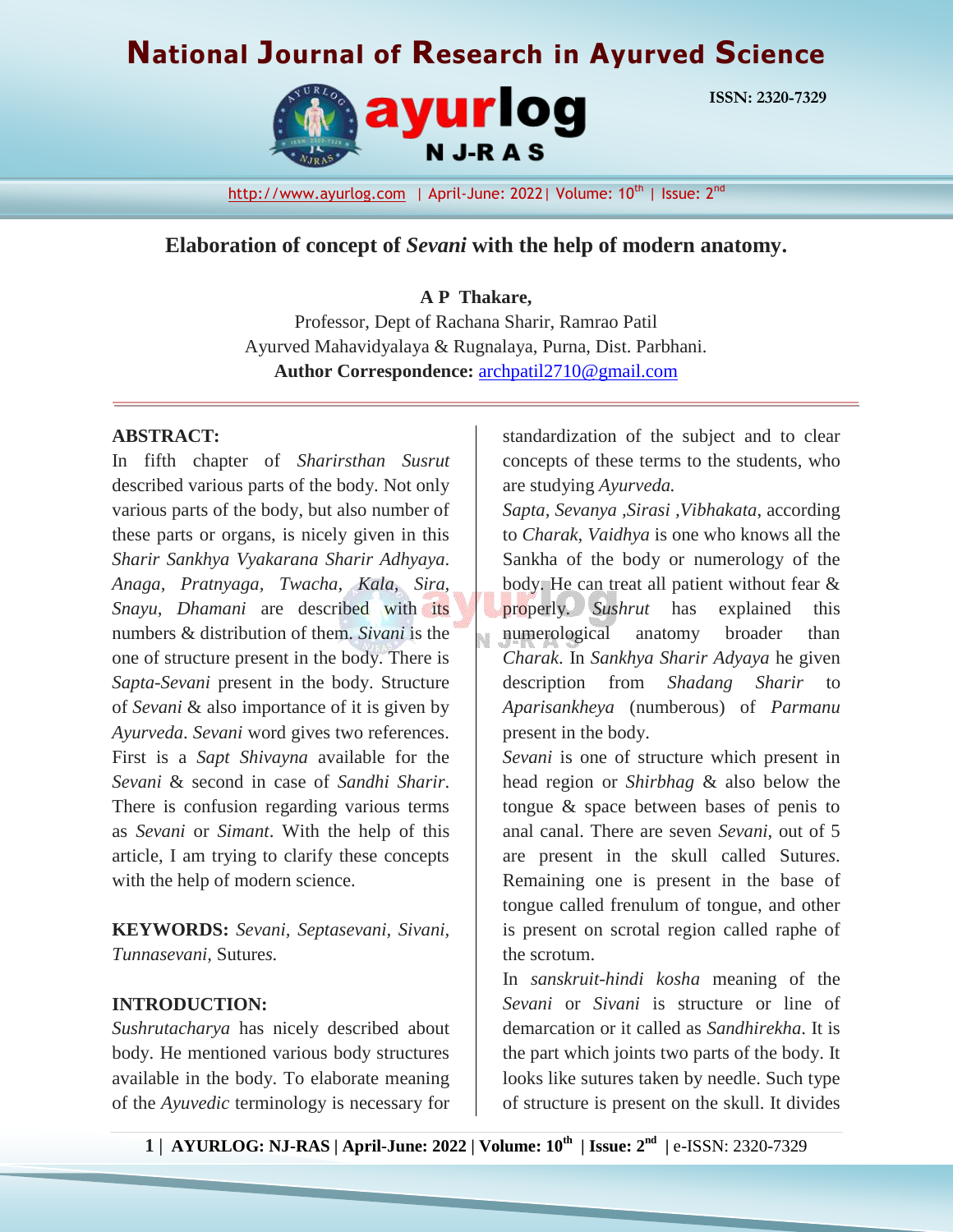# Elaboration of concept of *Sevani* with the help of modern anatomy.

**A P Thakare,**

Professor, Dept of Rachana Sharir, Ramrao Patil Ayurved Mahavidyalaya & Rugnalaya, Purna, Dist. Parbhani.

**Author Correspondence:** archpatil2710@gmail.com

## ABSTRACT:

In fifth chapter of *Sharirsthan Susrut* described various parts of the body. Not only various parts of the body, but also number of these parts or organs, is nicely given in this *Sharir Sankhya Vyakarana Sharir Adhyaya*. *Anaga, Pratnyaga, Twacha, Kala, Sira, Snayu, Dhamani* are described with its numbers & distribution of them. *Sivani* is the one of structure present in the body. There is *Sapta-Sevani* present in the body. Structure of *Sevani* & also importance of it is given by *Ayurveda*. *Sevani* word gives two references. First is a *Sapt Shivayna* available for the *Sevani* & second in case of *Sandhi Sharir*. There is confusion regarding various terms as *Sevani* or *Simant*. With the help of this article, I am trying to clarify these concepts with the help of modern science.

**KEYWORDS:** *Sevani, Septasevani, Sivani, Tunnasevani,* Sutures.

## INTRODUCTION:

*Sushrutacharya* has nicely described about body. He mentioned various body structures available in the body. To elaborate meaning of the *Ayuvedic* terminology is necessary for standardization of the subject and to clear concepts of these terms to the students, who are studying *Ayurveda.*

*Sapta, Sevanya ,Sirasi ,Vibhakata*, according to *Charak*, *Vaidhya* is one who knows all the Sankha of the body or numerology of the body. He can treat all patient without fear & properly. *Sushrut* has explained this numerological anatomy broader than *Charak*. In *Sankhya Sharir Adyaya* he given description from *Shadang Sharir* to *Aparisankheya* (numberous) of *Parmanu* present in the body.

*Sevani* is one of structure which present in head region or *Shirbhag* & also below the tongue & space between bases of penis to anal canal. There are seven *Sevani*, out of 5 are present in the skull called Sutures. Remaining one is present in the base of tongue called frenulum of tongue, and other is present on scrotal region called raphe of the scrotum.

In *sanskruit-hindi kosha* meaning of the *Sevani* or *Sivani* is structure or line of demarcation or it called as *Sandhirekha*. It is the part which joints two parts of the body. It looks like sutures taken by needle. Such type of structure is present on the skull. It divides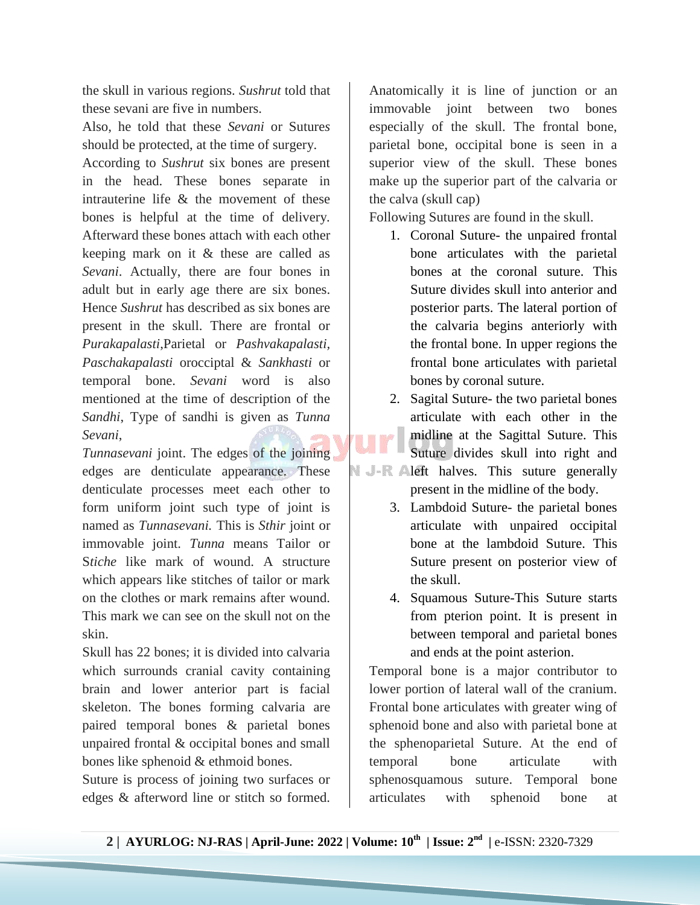the skull in various regions. *Sushrut* told that these sevani are five in numbers.

Also, he told that these *Sevani* or Sutures should be protected, at the time of surgery.

According to *Sushrut* six bones are present in the head. These bones separate in intrauterine life & the movement of these bones is helpful at the time of delivery. Afterward these bones attach with each other keeping mark on it & these are called as *Sevani*. Actually, there are four bones in adult but in early age there are six bones. Hence *Sushrut* has described as six bones are present in the skull. There are frontal or *Purakapalasti*,Parietal or *Pashvakapalasti, Paschakapalasti* orocciptal & *Sankhasti* or temporal bone. *Sevani* word is also mentioned at the time of description of the *Sandhi*, Type of sandhi is given as *Tunna Sevani*,

*Tunnasevani* joint. The edges of the joining edges are denticulate appearance. These denticulate processes meet each other to form uniform joint such type of joint is named as *Tunnasevani.* This is *Sthir* joint or immovable joint. *Tunna* means Tailor or S*tiche* like mark of wound. A structure which appears like stitches of tailor or mark on the clothes or mark remains after wound. This mark we can see on the skull not on the skin.

Skull has 22 bones; it is divided into calvaria which surrounds cranial cavity containing brain and lower anterior part is facial skeleton. The bones forming calvaria are paired temporal bones & parietal bones unpaired frontal & occipital bones and small bones like sphenoid & ethmoid bones.

Suture is process of joining two surfaces or edges & afterword line or stitch so formed. Anatomically it is line of junction or an immovable joint between two bones especially of the skull. The frontal bone, parietal bone, occipital bone is seen in a superior view of the skull. These bones make up the superior part of the calvaria or the calva (skull cap)

Following Sutures are found in the skull.

1. Coronal Suture- the unpaired frontal bone articulates with the parietal bones at the coronal suture. This Suture divides skull into anterior and posterior parts. The lateral portion of the calvaria begins anteriorly with the frontal bone. In upper regions the frontal bone articulates with parietal bones by coronal suture.
2. Sagital Suture- the two parietal bones articulate with each other in the midline at the Sagittal Suture. This Suture divides skull into right and left halves. This suture generally present in the midline of the body.
3. Lambdoid Suture- the parietal bones articulate with unpaired occipital bone at the lambdoid Suture. This Suture present on posterior view of the skull.
4. Squamous Suture-This Suture starts from pterion point. It is present in between temporal and parietal bones and ends at the point asterion.

Temporal bone is a major contributor to lower portion of lateral wall of the cranium. Frontal bone articulates with greater wing of sphenoid bone and also with parietal bone at the sphenoparietal Suture. At the end of temporal bone articulate with sphenosquamous suture. Temporal bone articulates with sphenoid bone at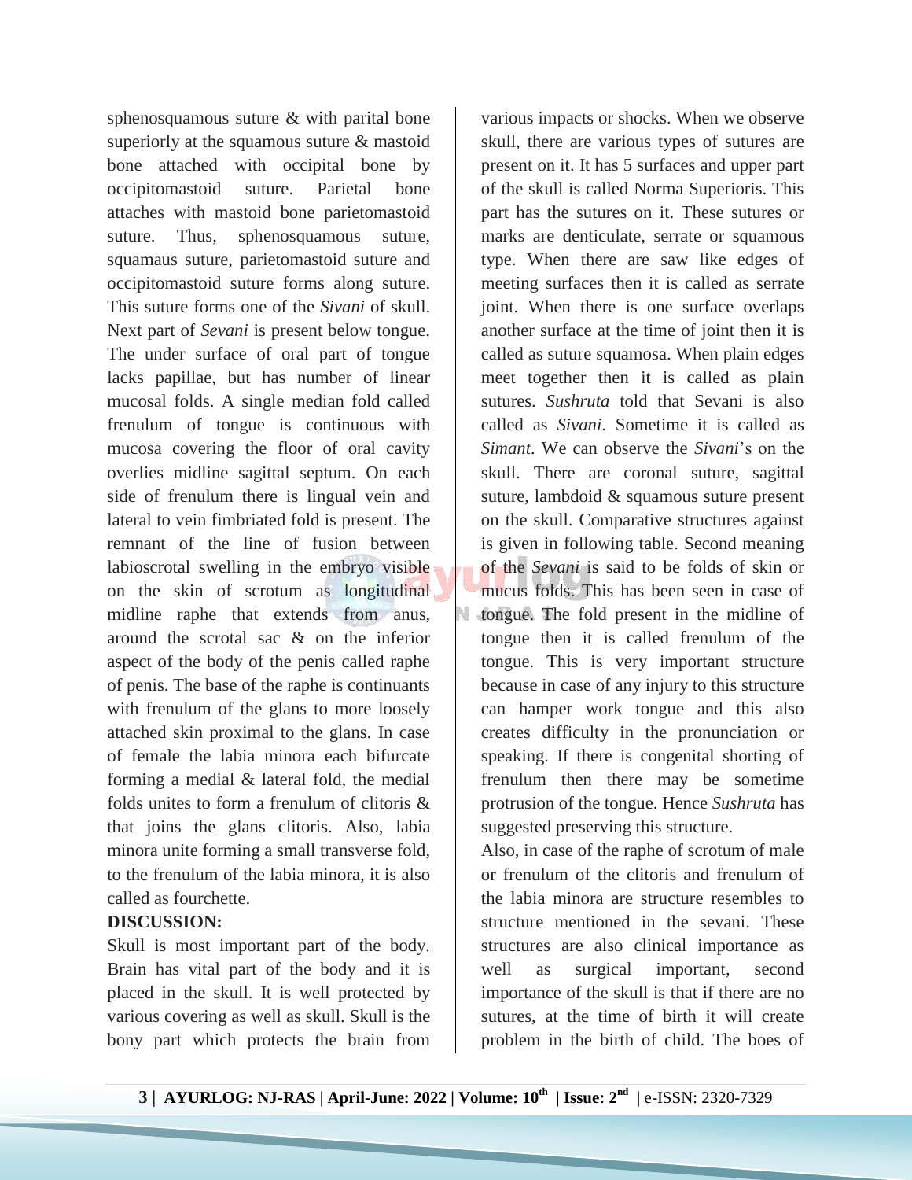sphenosquamous suture & with parital bone superiorly at the squamous suture & mastoid bone attached with occipital bone by occipitomastoid suture. Parietal bone attaches with mastoid bone parietomastoid suture. Thus, sphenosquamous suture, squamaus suture, parietomastoid suture and occipitomastoid suture forms along suture. This suture forms one of the *Sivani* of skull. Next part of *Sevani* is present below tongue. The under surface of oral part of tongue lacks papillae, but has number of linear mucosal folds. A single median fold called frenulum of tongue is continuous with mucosa covering the floor of oral cavity overlies midline sagittal septum. On each side of frenulum there is lingual vein and lateral to vein fimbriated fold is present. The remnant of the line of fusion between labioscrotal swelling in the embryo visible on the skin of scrotum as longitudinal midline raphe that extends from anus, around the scrotal sac & on the inferior aspect of the body of the penis called raphe of penis. The base of the raphe is continuants with frenulum of the glans to more loosely attached skin proximal to the glans. In case of female the labia minora each bifurcate forming a medial & lateral fold, the medial folds unites to form a frenulum of clitoris & that joins the glans clitoris. Also, labia minora unite forming a small transverse fold, to the frenulum of the labia minora, it is also called as fourchette.

**DISCUSSION:**

Skull is most important part of the body. Brain has vital part of the body and it is placed in the skull. It is well protected by various covering as well as skull. Skull is the bony part which protects the brain from various impacts or shocks. When we observe skull, there are various types of sutures are present on it. It has 5 surfaces and upper part of the skull is called Norma Superioris. This part has the sutures on it. These sutures or marks are denticulate, serrate or squamous type. When there are saw like edges of meeting surfaces then it is called as serrate joint. When there is one surface overlaps another surface at the time of joint then it is called as suture squamosa. When plain edges meet together then it is called as plain sutures. *Sushruta* told that Sevani is also called as *Sivani*. Sometime it is called as *Simant*. We can observe the *Sivani*'s on the skull. There are coronal suture, sagittal suture, lambdoid & squamous suture present on the skull. Comparative structures against is given in following table. Second meaning of the *Sevani* is said to be folds of skin or mucus folds. This has been seen in case of tongue. The fold present in the midline of tongue then it is called frenulum of the tongue. This is very important structure because in case of any injury to this structure can hamper work tongue and this also creates difficulty in the pronunciation or speaking. If there is congenital shorting of frenulum then there may be sometime protrusion of the tongue. Hence *Sushruta* has suggested preserving this structure.

Also, in case of the raphe of scrotum of male or frenulum of the clitoris and frenulum of the labia minora are structure resembles to structure mentioned in the sevani. These structures are also clinical importance as well as surgical important, second importance of the skull is that if there are no sutures, at the time of birth it will create problem in the birth of child. The boes of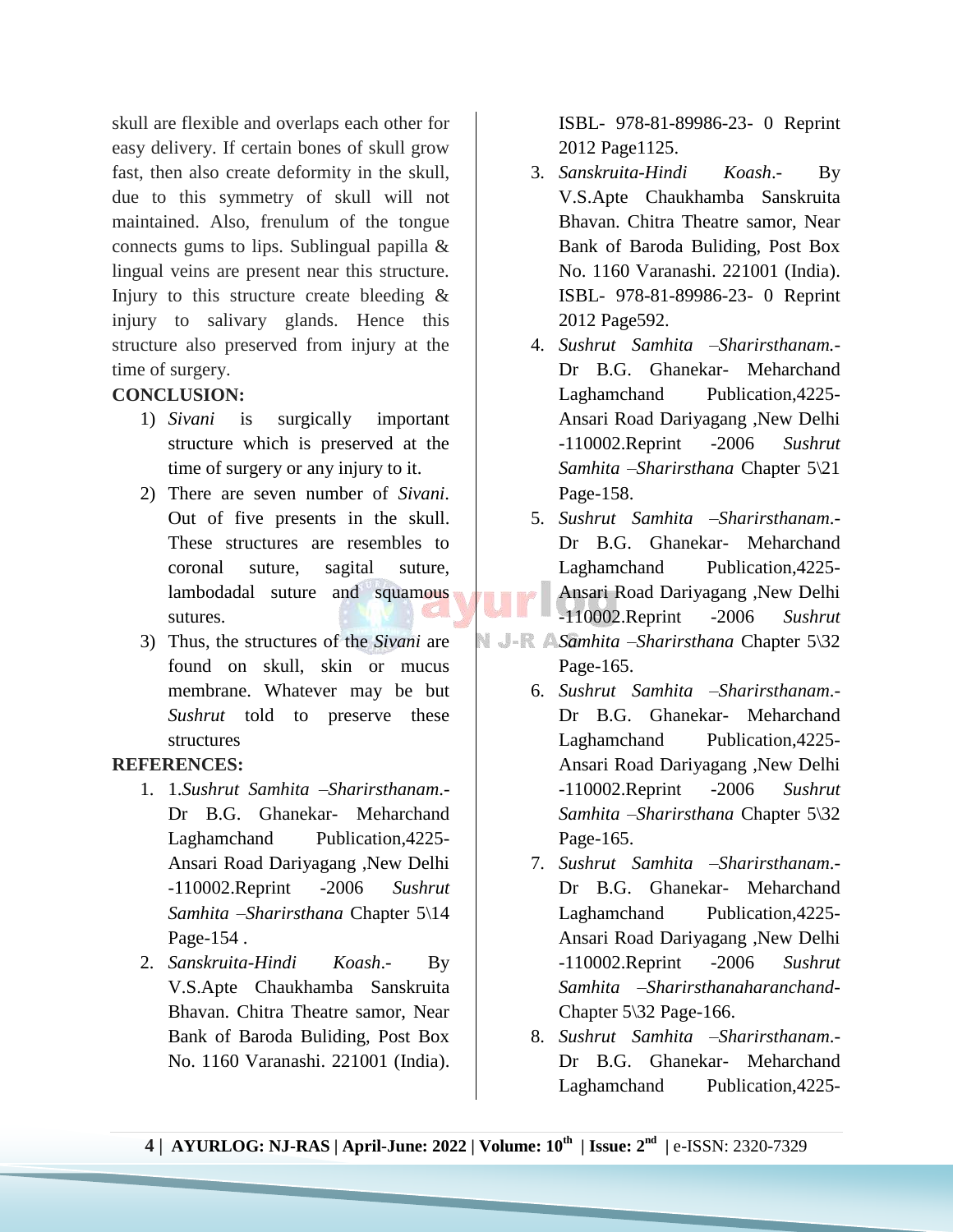skull are flexible and overlaps each other for easy delivery. If certain bones of skull grow fast, then also create deformity in the skull, due to this symmetry of skull will not maintained. Also, frenulum of the tongue connects gums to lips. Sublingual papilla & lingual veins are present near this structure. Injury to this structure create bleeding & injury to salivary glands. Hence this structure also preserved from injury at the time of surgery.

**CONCLUSION:**

1) *Sivani* is surgically important structure which is preserved at the time of surgery or any injury to it.
2) There are seven number of *Sivani*. Out of five presents in the skull. These structures are resembles to coronal suture, sagital suture, lambodadal suture and squamous sutures.
3) Thus, the structures of the *Sivani* are found on skull, skin or mucus membrane. Whatever may be but *Sushrut* told to preserve these structures

**REFERENCES:**

1. 1.*Sushrut Samhita –Sharirsthanam*.- Dr B.G. Ghanekar- Meharchand Laghamchand Publication,4225- Ansari Road Dariyagang ,New Delhi -110002.Reprint -2006 *Sushrut Samhita –Sharirsthana* Chapter 5\14 Page-154 .
2. *Sanskruita-Hindi Koash*.- By V.S.Apte Chaukhamba Sanskruita Bhavan. Chitra Theatre samor, Near Bank of Baroda Buliding, Post Box No. 1160 Varanashi. 221001 (India). ISBL- 978-81-89986-23- 0 Reprint 2012 Page1125.
3. *Sanskruita-Hindi Koash*.- By V.S.Apte Chaukhamba Sanskruita Bhavan. Chitra Theatre samor, Near Bank of Baroda Buliding, Post Box No. 1160 Varanashi. 221001 (India). ISBL- 978-81-89986-23- 0 Reprint 2012 Page592.
4. *Sushrut Samhita –Sharirsthanam*.- Dr B.G. Ghanekar- Meharchand Laghamchand Publication,4225- Ansari Road Dariyagang ,New Delhi -110002.Reprint -2006 *Sushrut Samhita –Sharirsthana* Chapter 5\21 Page-158.
5. *Sushrut Samhita –Sharirsthanam*.- Dr B.G. Ghanekar- Meharchand Laghamchand Publication,4225- Ansari Road Dariyagang ,New Delhi -110002.Reprint -2006 *Sushrut Samhita –Sharirsthana* Chapter 5\32 Page-165.
6. *Sushrut Samhita –Sharirsthanam*.- Dr B.G. Ghanekar- Meharchand Laghamchand Publication,4225- Ansari Road Dariyagang ,New Delhi -110002.Reprint -2006 *Sushrut Samhita –Sharirsthana* Chapter 5\32 Page-165.
7. *Sushrut Samhita –Sharirsthanam*.- Dr B.G. Ghanekar- Meharchand Laghamchand Publication,4225- Ansari Road Dariyagang ,New Delhi -110002.Reprint -2006 *Sushrut Samhita –Sharirsthanaharanchand*- Chapter 5\32 Page-166.
8. *Sushrut Samhita –Sharirsthanam*.- Dr B.G. Ghanekar- Meharchand Laghamchand Publication,4225-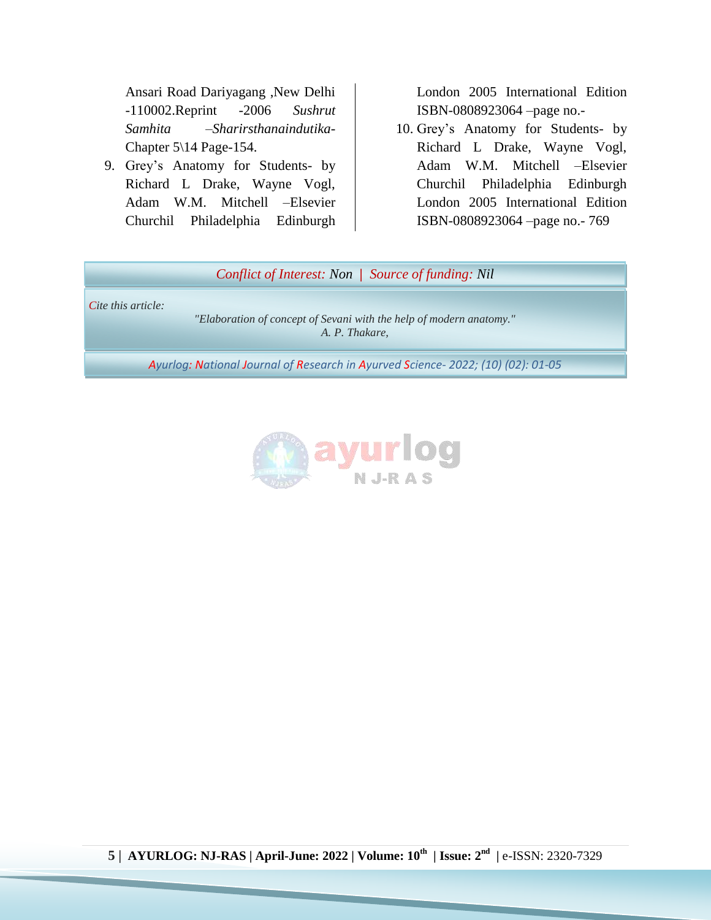Ansari Road Dariyagang ,New Delhi -110002.Reprint -2006 *Sushrut Samhita –Sharirsthanaindutika*-Chapter 5\14 Page-154.

9. Grey's Anatomy for Students- by Richard L Drake, Wayne Vogl, Adam W.M. Mitchell –Elsevier Churchil Philadelphia Edinburgh London 2005 International Edition ISBN-0808923064 –page no.-
10. Grey's Anatomy for Students- by Richard L Drake, Wayne Vogl, Adam W.M. Mitchell –Elsevier Churchil Philadelphia Edinburgh London 2005 International Edition ISBN-0808923064 –page no.- 769

*Conflict of Interest: Non | Source of funding: Nil*

*Cite this article:*

*"Elaboration of concept of Sevani with the help of modern anatomy."*
*A. P. Thakare,*

*Ayurlog: National Journal of Research in Ayurved Science- 2022; (10) (02): 01-05*